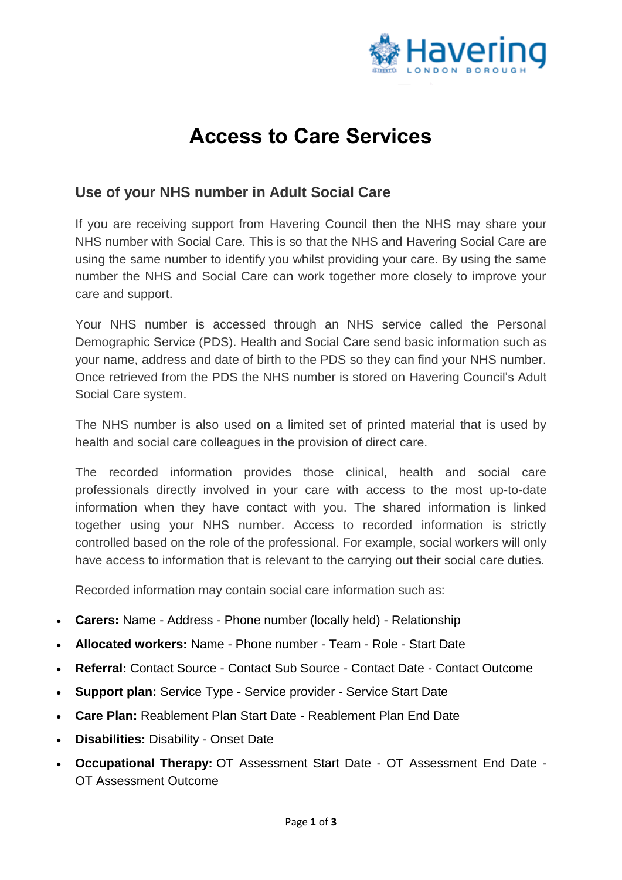# Access to Care Services

## Use of your NHS number in Adult Social Care

If you are receiving support from Havering Council then the NHS may share your NHS number with Social Care. This is so that the NHS and Havering Social Care are using the same number to identify you whilst providing your care. By using the same number the NHS and Social Care can work together more closely to improve your care and support.

Your NHS number is accessed through an NHS service called the Personal Demographic Service (PDS). Health and Social Care send basic information such as your name, address and date of birth to the PDS so they can find your NHS number. Once retrieved from the PDS the NHS number is stored on Havering Council's Adult Social Care system.

The NHS number is also used on a limited set of printed material that is used by health and social care colleagues in the provision of direct care.

The recorded information provides those clinical, health and social care professionals directly involved in your care with access to the most up-to-date information when they have contact with you. The shared information is linked together using your NHS number. Access to recorded information is strictly controlled based on the role of the professional. For example, social workers will only have access to information that is relevant to the carrying out their social care duties.

Recorded information may contain social care information such as:

- **Carers:** Name - Address - Phone number (locally held) - Relationship
- **Allocated workers:** Name - Phone number - Team - Role - Start Date
- **Referral:** Contact Source - Contact Sub Source - Contact Date - Contact Outcome
- **Support plan:** Service Type - Service provider - Service Start Date
- **Care Plan:** Reablement Plan Start Date - Reablement Plan End Date
- **Disabilities:** Disability - Onset Date
- **Occupational Therapy:** OT Assessment Start Date - OT Assessment End Date - OT Assessment Outcome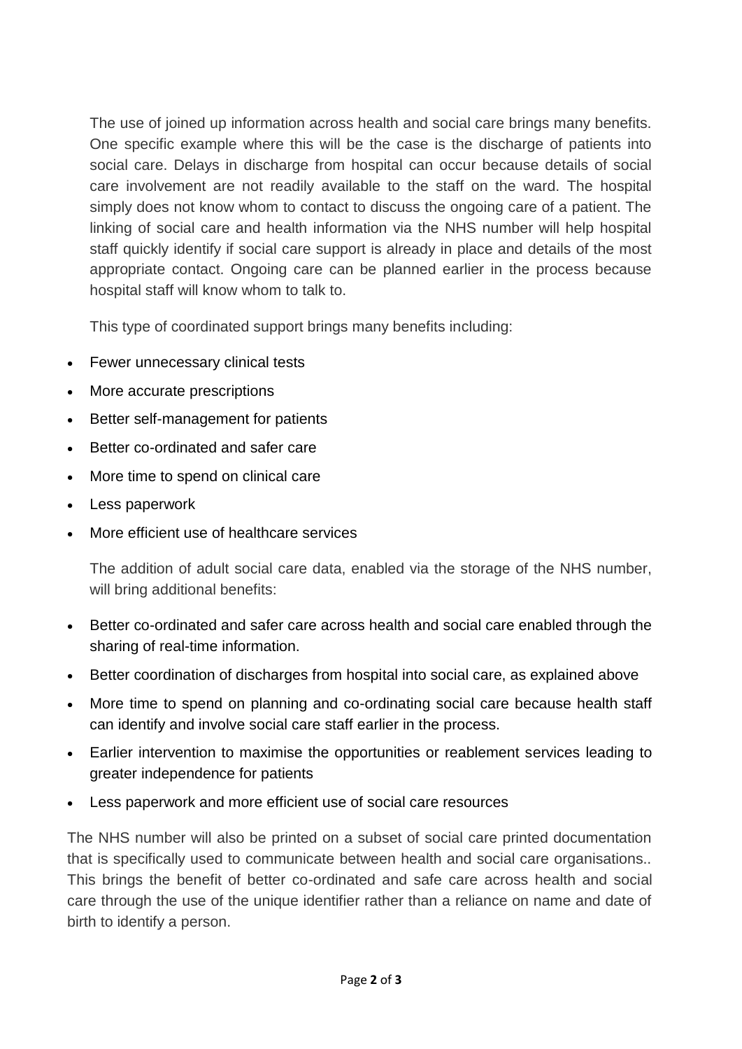The use of joined up information across health and social care brings many benefits. One specific example where this will be the case is the discharge of patients into social care. Delays in discharge from hospital can occur because details of social care involvement are not readily available to the staff on the ward. The hospital simply does not know whom to contact to discuss the ongoing care of a patient. The linking of social care and health information via the NHS number will help hospital staff quickly identify if social care support is already in place and details of the most appropriate contact. Ongoing care can be planned earlier in the process because hospital staff will know whom to talk to.

This type of coordinated support brings many benefits including:

- Fewer unnecessary clinical tests
- More accurate prescriptions
- Better self-management for patients
- Better co-ordinated and safer care
- More time to spend on clinical care
- Less paperwork
- More efficient use of healthcare services

The addition of adult social care data, enabled via the storage of the NHS number, will bring additional benefits:

- Better co-ordinated and safer care across health and social care enabled through the sharing of real-time information.
- Better coordination of discharges from hospital into social care, as explained above
- More time to spend on planning and co-ordinating social care because health staff can identify and involve social care staff earlier in the process.
- Earlier intervention to maximise the opportunities or reablement services leading to greater independence for patients
- Less paperwork and more efficient use of social care resources

The NHS number will also be printed on a subset of social care printed documentation that is specifically used to communicate between health and social care organisations.. This brings the benefit of better co-ordinated and safe care across health and social care through the use of the unique identifier rather than a reliance on name and date of birth to identify a person.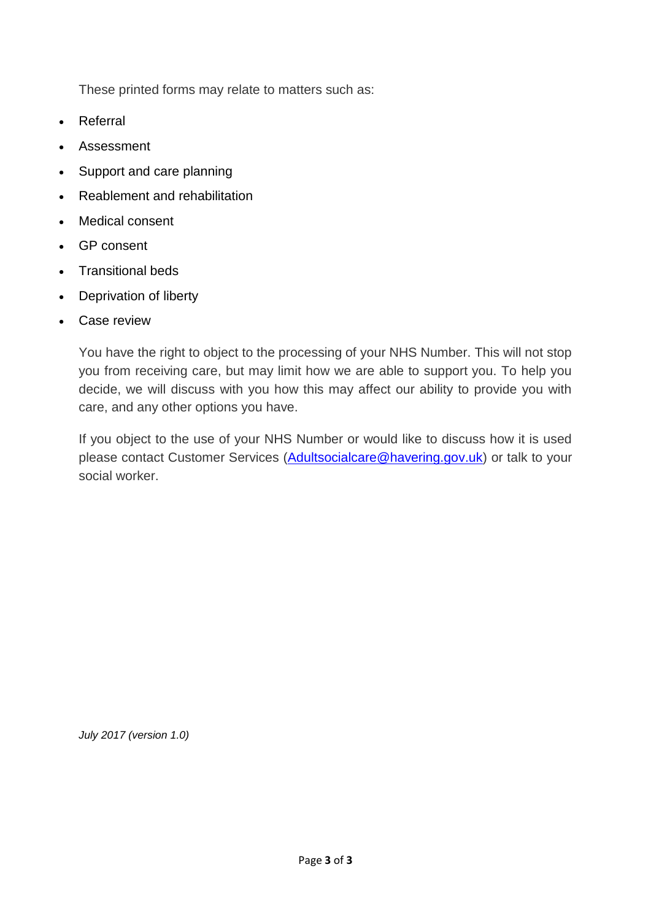These printed forms may relate to matters such as:

- Referral
- Assessment
- Support and care planning
- Reablement and rehabilitation
- Medical consent
- GP consent
- Transitional beds
- Deprivation of liberty
- Case review

You have the right to object to the processing of your NHS Number. This will not stop you from receiving care, but may limit how we are able to support you. To help you decide, we will discuss with you how this may affect our ability to provide you with care, and any other options you have.

If you object to the use of your NHS Number or would like to discuss how it is used please contact Customer Services (Adultsocialcare@havering.gov.uk) or talk to your social worker.

*July 2017 (version 1.0)*